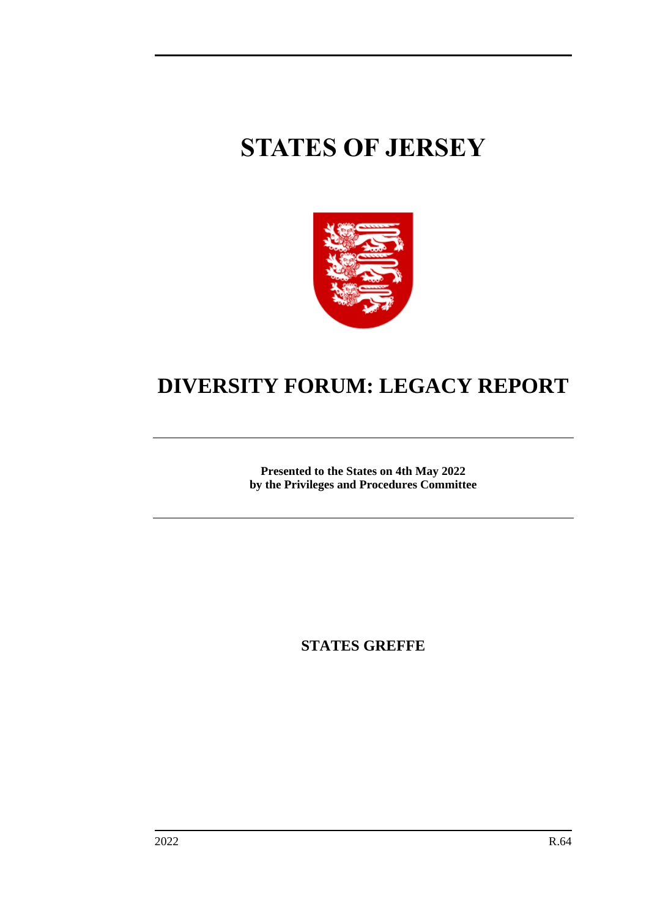# STATES OF JERSEY

# DIVERSITY FORUM: LEGACY REPORT

**Presented to the States on 4th May 2022**
**by the Privileges and Procedures Committee**

**STATES GREFFE**

2022 R.64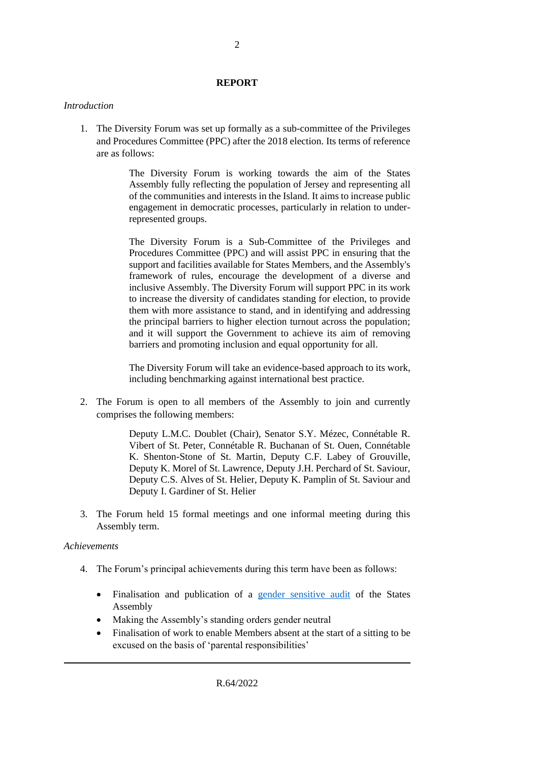## REPORT

*Introduction*

1. The Diversity Forum was set up formally as a sub-committee of the Privileges and Procedures Committee (PPC) after the 2018 election. Its terms of reference are as follows:

   > The Diversity Forum is working towards the aim of the States Assembly fully reflecting the population of Jersey and representing all of the communities and interests in the Island. It aims to increase public engagement in democratic processes, particularly in relation to under-represented groups.
   >
   > The Diversity Forum is a Sub-Committee of the Privileges and Procedures Committee (PPC) and will assist PPC in ensuring that the support and facilities available for States Members, and the Assembly's framework of rules, encourage the development of a diverse and inclusive Assembly. The Diversity Forum will support PPC in its work to increase the diversity of candidates standing for election, to provide them with more assistance to stand, and in identifying and addressing the principal barriers to higher election turnout across the population; and it will support the Government to achieve its aim of removing barriers and promoting inclusion and equal opportunity for all.
   >
   > The Diversity Forum will take an evidence-based approach to its work, including benchmarking against international best practice.

2. The Forum is open to all members of the Assembly to join and currently comprises the following members:

   > Deputy L.M.C. Doublet (Chair), Senator S.Y. Mézec, Connétable R. Vibert of St. Peter, Connétable R. Buchanan of St. Ouen, Connétable K. Shenton-Stone of St. Martin, Deputy C.F. Labey of Grouville, Deputy K. Morel of St. Lawrence, Deputy J.H. Perchard of St. Saviour, Deputy C.S. Alves of St. Helier, Deputy K. Pamplin of St. Saviour and Deputy I. Gardiner of St. Helier

3. The Forum held 15 formal meetings and one informal meeting during this Assembly term.

*Achievements*

4. The Forum's principal achievements during this term have been as follows:

   - Finalisation and publication of a gender sensitive audit of the States Assembly
   - Making the Assembly's standing orders gender neutral
   - Finalisation of work to enable Members absent at the start of a sitting to be excused on the basis of 'parental responsibilities'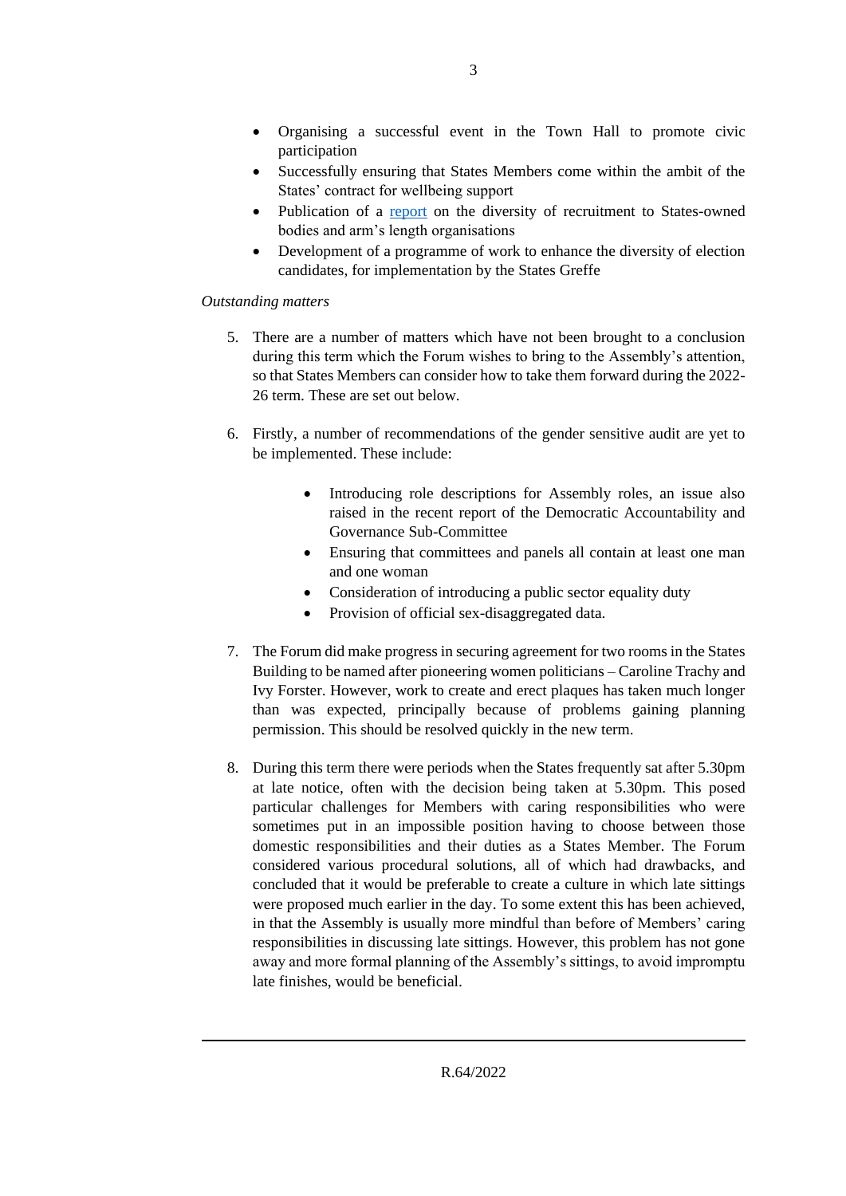- Organising a successful event in the Town Hall to promote civic participation
- Successfully ensuring that States Members come within the ambit of the States' contract for wellbeing support
- Publication of a report on the diversity of recruitment to States-owned bodies and arm's length organisations
- Development of a programme of work to enhance the diversity of election candidates, for implementation by the States Greffe

*Outstanding matters*

5. There are a number of matters which have not been brought to a conclusion during this term which the Forum wishes to bring to the Assembly's attention, so that States Members can consider how to take them forward during the 2022-26 term. These are set out below.

6. Firstly, a number of recommendations of the gender sensitive audit are yet to be implemented. These include:

    - Introducing role descriptions for Assembly roles, an issue also raised in the recent report of the Democratic Accountability and Governance Sub-Committee
    - Ensuring that committees and panels all contain at least one man and one woman
    - Consideration of introducing a public sector equality duty
    - Provision of official sex-disaggregated data.

7. The Forum did make progress in securing agreement for two rooms in the States Building to be named after pioneering women politicians – Caroline Trachy and Ivy Forster. However, work to create and erect plaques has taken much longer than was expected, principally because of problems gaining planning permission. This should be resolved quickly in the new term.

8. During this term there were periods when the States frequently sat after 5.30pm at late notice, often with the decision being taken at 5.30pm. This posed particular challenges for Members with caring responsibilities who were sometimes put in an impossible position having to choose between those domestic responsibilities and their duties as a States Member. The Forum considered various procedural solutions, all of which had drawbacks, and concluded that it would be preferable to create a culture in which late sittings were proposed much earlier in the day. To some extent this has been achieved, in that the Assembly is usually more mindful than before of Members' caring responsibilities in discussing late sittings. However, this problem has not gone away and more formal planning of the Assembly's sittings, to avoid impromptu late finishes, would be beneficial.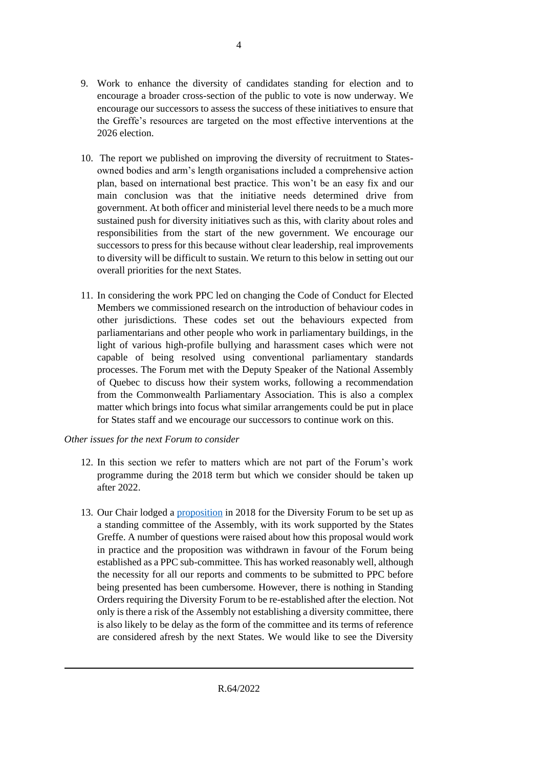9. Work to enhance the diversity of candidates standing for election and to encourage a broader cross-section of the public to vote is now underway. We encourage our successors to assess the success of these initiatives to ensure that the Greffe's resources are targeted on the most effective interventions at the 2026 election.

10. The report we published on improving the diversity of recruitment to States-owned bodies and arm's length organisations included a comprehensive action plan, based on international best practice. This won't be an easy fix and our main conclusion was that the initiative needs determined drive from government. At both officer and ministerial level there needs to be a much more sustained push for diversity initiatives such as this, with clarity about roles and responsibilities from the start of the new government. We encourage our successors to press for this because without clear leadership, real improvements to diversity will be difficult to sustain. We return to this below in setting out our overall priorities for the next States.

11. In considering the work PPC led on changing the Code of Conduct for Elected Members we commissioned research on the introduction of behaviour codes in other jurisdictions. These codes set out the behaviours expected from parliamentarians and other people who work in parliamentary buildings, in the light of various high-profile bullying and harassment cases which were not capable of being resolved using conventional parliamentary standards processes. The Forum met with the Deputy Speaker of the National Assembly of Quebec to discuss how their system works, following a recommendation from the Commonwealth Parliamentary Association. This is also a complex matter which brings into focus what similar arrangements could be put in place for States staff and we encourage our successors to continue work on this.

*Other issues for the next Forum to consider*

12. In this section we refer to matters which are not part of the Forum's work programme during the 2018 term but which we consider should be taken up after 2022.

13. Our Chair lodged a proposition in 2018 for the Diversity Forum to be set up as a standing committee of the Assembly, with its work supported by the States Greffe. A number of questions were raised about how this proposal would work in practice and the proposition was withdrawn in favour of the Forum being established as a PPC sub-committee. This has worked reasonably well, although the necessity for all our reports and comments to be submitted to PPC before being presented has been cumbersome. However, there is nothing in Standing Orders requiring the Diversity Forum to be re-established after the election. Not only is there a risk of the Assembly not establishing a diversity committee, there is also likely to be delay as the form of the committee and its terms of reference are considered afresh by the next States. We would like to see the Diversity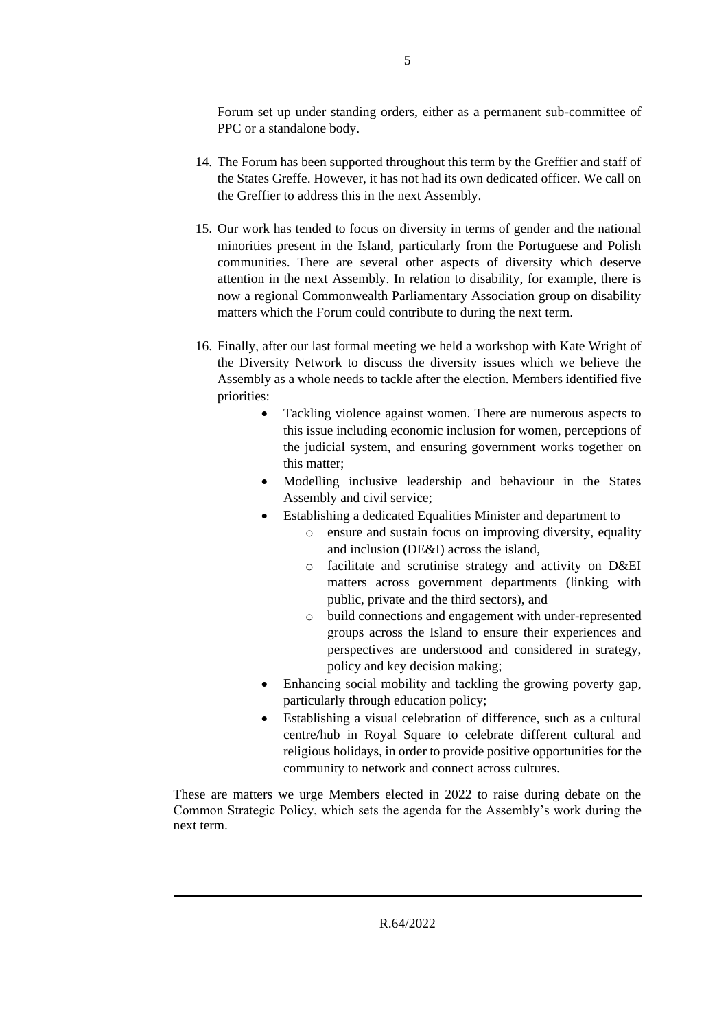Forum set up under standing orders, either as a permanent sub-committee of PPC or a standalone body.

14. The Forum has been supported throughout this term by the Greffier and staff of the States Greffe. However, it has not had its own dedicated officer. We call on the Greffier to address this in the next Assembly.

15. Our work has tended to focus on diversity in terms of gender and the national minorities present in the Island, particularly from the Portuguese and Polish communities. There are several other aspects of diversity which deserve attention in the next Assembly. In relation to disability, for example, there is now a regional Commonwealth Parliamentary Association group on disability matters which the Forum could contribute to during the next term.

16. Finally, after our last formal meeting we held a workshop with Kate Wright of the Diversity Network to discuss the diversity issues which we believe the Assembly as a whole needs to tackle after the election. Members identified five priorities:
    - Tackling violence against women. There are numerous aspects to this issue including economic inclusion for women, perceptions of the judicial system, and ensuring government works together on this matter;
    - Modelling inclusive leadership and behaviour in the States Assembly and civil service;
    - Establishing a dedicated Equalities Minister and department to
        - ensure and sustain focus on improving diversity, equality and inclusion (DE&I) across the island,
        - facilitate and scrutinise strategy and activity on D&EI matters across government departments (linking with public, private and the third sectors), and
        - build connections and engagement with under-represented groups across the Island to ensure their experiences and perspectives are understood and considered in strategy, policy and key decision making;
    - Enhancing social mobility and tackling the growing poverty gap, particularly through education policy;
    - Establishing a visual celebration of difference, such as a cultural centre/hub in Royal Square to celebrate different cultural and religious holidays, in order to provide positive opportunities for the community to network and connect across cultures.

These are matters we urge Members elected in 2022 to raise during debate on the Common Strategic Policy, which sets the agenda for the Assembly's work during the next term.